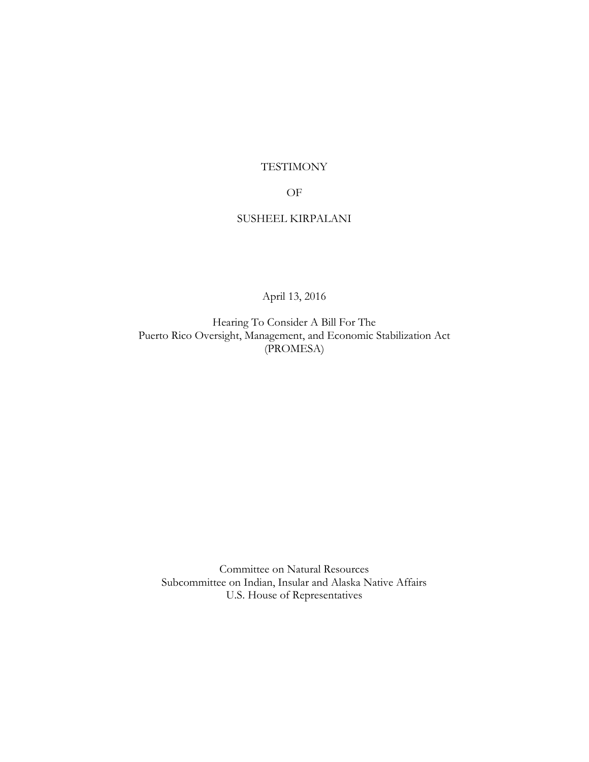TESTIMONY

OF

SUSHEEL KIRPALANI

April 13, 2016

Hearing To Consider A Bill For The
Puerto Rico Oversight, Management, and Economic Stabilization Act
(PROMESA)

Committee on Natural Resources
Subcommittee on Indian, Insular and Alaska Native Affairs
U.S. House of Representatives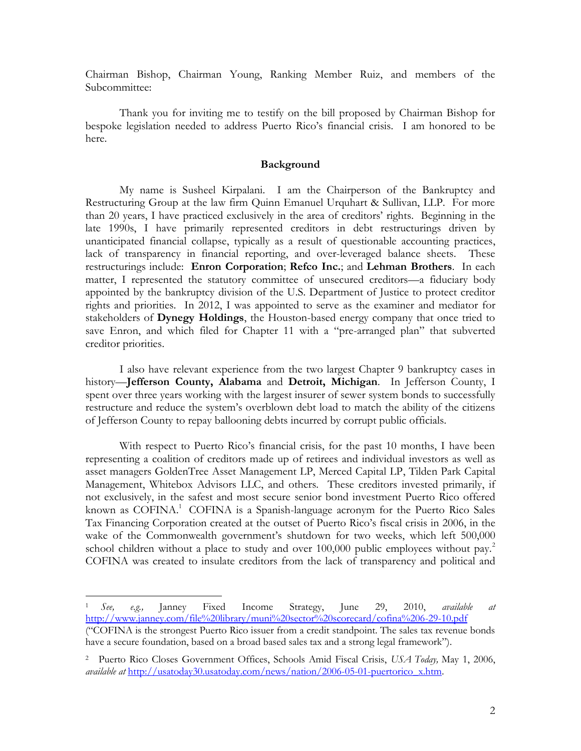Chairman Bishop, Chairman Young, Ranking Member Ruiz, and members of the Subcommittee:

Thank you for inviting me to testify on the bill proposed by Chairman Bishop for bespoke legislation needed to address Puerto Rico's financial crisis. I am honored to be here.

## Background

My name is Susheel Kirpalani. I am the Chairperson of the Bankruptcy and Restructuring Group at the law firm Quinn Emanuel Urquhart & Sullivan, LLP. For more than 20 years, I have practiced exclusively in the area of creditors' rights. Beginning in the late 1990s, I have primarily represented creditors in debt restructurings driven by unanticipated financial collapse, typically as a result of questionable accounting practices, lack of transparency in financial reporting, and over-leveraged balance sheets. These restructurings include: **Enron Corporation**; **Refco Inc.**; and **Lehman Brothers**. In each matter, I represented the statutory committee of unsecured creditors—a fiduciary body appointed by the bankruptcy division of the U.S. Department of Justice to protect creditor rights and priorities. In 2012, I was appointed to serve as the examiner and mediator for stakeholders of **Dynegy Holdings**, the Houston-based energy company that once tried to save Enron, and which filed for Chapter 11 with a "pre-arranged plan" that subverted creditor priorities.

I also have relevant experience from the two largest Chapter 9 bankruptcy cases in history—**Jefferson County, Alabama** and **Detroit, Michigan**. In Jefferson County, I spent over three years working with the largest insurer of sewer system bonds to successfully restructure and reduce the system's overblown debt load to match the ability of the citizens of Jefferson County to repay ballooning debts incurred by corrupt public officials.

With respect to Puerto Rico's financial crisis, for the past 10 months, I have been representing a coalition of creditors made up of retirees and individual investors as well as asset managers GoldenTree Asset Management LP, Merced Capital LP, Tilden Park Capital Management, Whitebox Advisors LLC, and others. These creditors invested primarily, if not exclusively, in the safest and most secure senior bond investment Puerto Rico offered known as COFINA.[1] COFINA is a Spanish-language acronym for the Puerto Rico Sales Tax Financing Corporation created at the outset of Puerto Rico's fiscal crisis in 2006, in the wake of the Commonwealth government's shutdown for two weeks, which left 500,000 school children without a place to study and over 100,000 public employees without pay.[2] COFINA was created to insulate creditors from the lack of transparency and political and

---

[1] *See, e.g.,* Janney Fixed Income Strategy, June 29, 2010, *available at* http://www.janney.com/file%20library/muni%20sector%20scorecard/cofina%206-29-10.pdf ("COFINA is the strongest Puerto Rico issuer from a credit standpoint. The sales tax revenue bonds have a secure foundation, based on a broad based sales tax and a strong legal framework").

[2] Puerto Rico Closes Government Offices, Schools Amid Fiscal Crisis, *USA Today,* May 1, 2006, *available at* http://usatoday30.usatoday.com/news/nation/2006-05-01-puertorico_x.htm.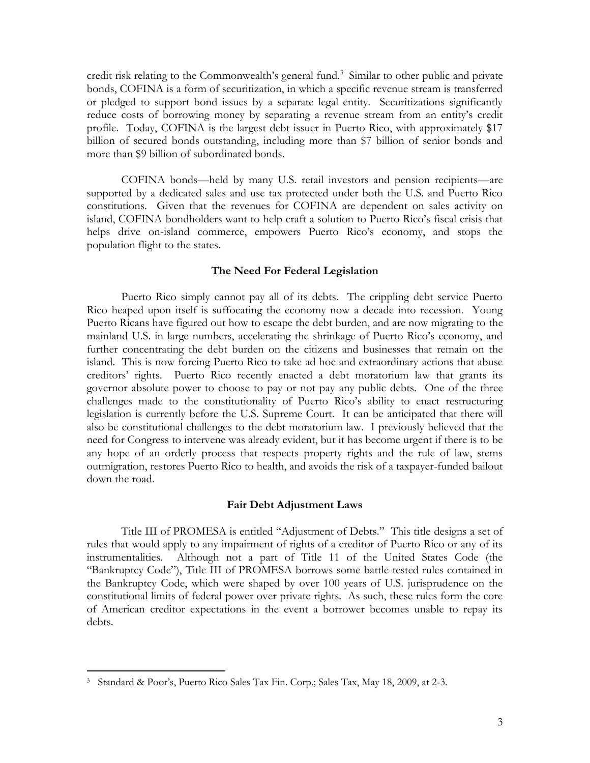credit risk relating to the Commonwealth's general fund.[3] Similar to other public and private bonds, COFINA is a form of securitization, in which a specific revenue stream is transferred or pledged to support bond issues by a separate legal entity. Securitizations significantly reduce costs of borrowing money by separating a revenue stream from an entity's credit profile. Today, COFINA is the largest debt issuer in Puerto Rico, with approximately $17 billion of secured bonds outstanding, including more than $7 billion of senior bonds and more than $9 billion of subordinated bonds.

COFINA bonds—held by many U.S. retail investors and pension recipients—are supported by a dedicated sales and use tax protected under both the U.S. and Puerto Rico constitutions. Given that the revenues for COFINA are dependent on sales activity on island, COFINA bondholders want to help craft a solution to Puerto Rico's fiscal crisis that helps drive on-island commerce, empowers Puerto Rico's economy, and stops the population flight to the states.

**The Need For Federal Legislation**

Puerto Rico simply cannot pay all of its debts. The crippling debt service Puerto Rico heaped upon itself is suffocating the economy now a decade into recession. Young Puerto Ricans have figured out how to escape the debt burden, and are now migrating to the mainland U.S. in large numbers, accelerating the shrinkage of Puerto Rico's economy, and further concentrating the debt burden on the citizens and businesses that remain on the island. This is now forcing Puerto Rico to take ad hoc and extraordinary actions that abuse creditors' rights. Puerto Rico recently enacted a debt moratorium law that grants its governor absolute power to choose to pay or not pay any public debts. One of the three challenges made to the constitutionality of Puerto Rico's ability to enact restructuring legislation is currently before the U.S. Supreme Court. It can be anticipated that there will also be constitutional challenges to the debt moratorium law. I previously believed that the need for Congress to intervene was already evident, but it has become urgent if there is to be any hope of an orderly process that respects property rights and the rule of law, stems outmigration, restores Puerto Rico to health, and avoids the risk of a taxpayer-funded bailout down the road.

**Fair Debt Adjustment Laws**

Title III of PROMESA is entitled "Adjustment of Debts." This title designs a set of rules that would apply to any impairment of rights of a creditor of Puerto Rico or any of its instrumentalities. Although not a part of Title 11 of the United States Code (the "Bankruptcy Code"), Title III of PROMESA borrows some battle-tested rules contained in the Bankruptcy Code, which were shaped by over 100 years of U.S. jurisprudence on the constitutional limits of federal power over private rights. As such, these rules form the core of American creditor expectations in the event a borrower becomes unable to repay its debts.

---

[3] Standard & Poor's, Puerto Rico Sales Tax Fin. Corp.; Sales Tax, May 18, 2009, at 2-3.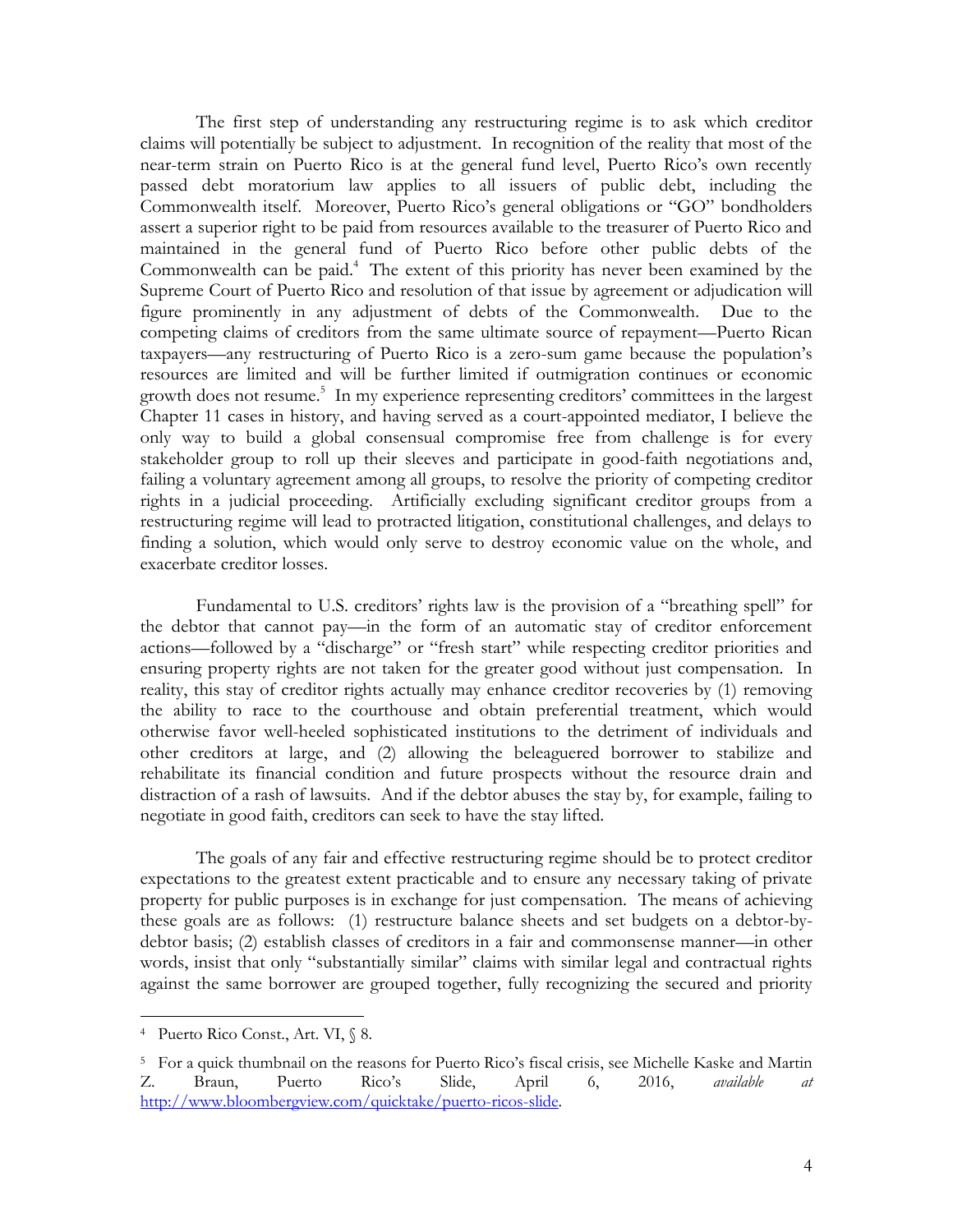The first step of understanding any restructuring regime is to ask which creditor claims will potentially be subject to adjustment. In recognition of the reality that most of the near-term strain on Puerto Rico is at the general fund level, Puerto Rico's own recently passed debt moratorium law applies to all issuers of public debt, including the Commonwealth itself. Moreover, Puerto Rico's general obligations or "GO" bondholders assert a superior right to be paid from resources available to the treasurer of Puerto Rico and maintained in the general fund of Puerto Rico before other public debts of the Commonwealth can be paid.[4] The extent of this priority has never been examined by the Supreme Court of Puerto Rico and resolution of that issue by agreement or adjudication will figure prominently in any adjustment of debts of the Commonwealth. Due to the competing claims of creditors from the same ultimate source of repayment—Puerto Rican taxpayers—any restructuring of Puerto Rico is a zero-sum game because the population's resources are limited and will be further limited if outmigration continues or economic growth does not resume.[5] In my experience representing creditors' committees in the largest Chapter 11 cases in history, and having served as a court-appointed mediator, I believe the only way to build a global consensual compromise free from challenge is for every stakeholder group to roll up their sleeves and participate in good-faith negotiations and, failing a voluntary agreement among all groups, to resolve the priority of competing creditor rights in a judicial proceeding. Artificially excluding significant creditor groups from a restructuring regime will lead to protracted litigation, constitutional challenges, and delays to finding a solution, which would only serve to destroy economic value on the whole, and exacerbate creditor losses.

Fundamental to U.S. creditors' rights law is the provision of a "breathing spell" for the debtor that cannot pay—in the form of an automatic stay of creditor enforcement actions—followed by a "discharge" or "fresh start" while respecting creditor priorities and ensuring property rights are not taken for the greater good without just compensation. In reality, this stay of creditor rights actually may enhance creditor recoveries by (1) removing the ability to race to the courthouse and obtain preferential treatment, which would otherwise favor well-heeled sophisticated institutions to the detriment of individuals and other creditors at large, and (2) allowing the beleaguered borrower to stabilize and rehabilitate its financial condition and future prospects without the resource drain and distraction of a rash of lawsuits. And if the debtor abuses the stay by, for example, failing to negotiate in good faith, creditors can seek to have the stay lifted.

The goals of any fair and effective restructuring regime should be to protect creditor expectations to the greatest extent practicable and to ensure any necessary taking of private property for public purposes is in exchange for just compensation. The means of achieving these goals are as follows: (1) restructure balance sheets and set budgets on a debtor-by-debtor basis; (2) establish classes of creditors in a fair and commonsense manner—in other words, insist that only "substantially similar" claims with similar legal and contractual rights against the same borrower are grouped together, fully recognizing the secured and priority

---

[4] Puerto Rico Const., Art. VI, § 8.

[5] For a quick thumbnail on the reasons for Puerto Rico's fiscal crisis, see Michelle Kaske and Martin Z. Braun, Puerto Rico's Slide, April 6, 2016, *available at* http://www.bloombergview.com/quicktake/puerto-ricos-slide.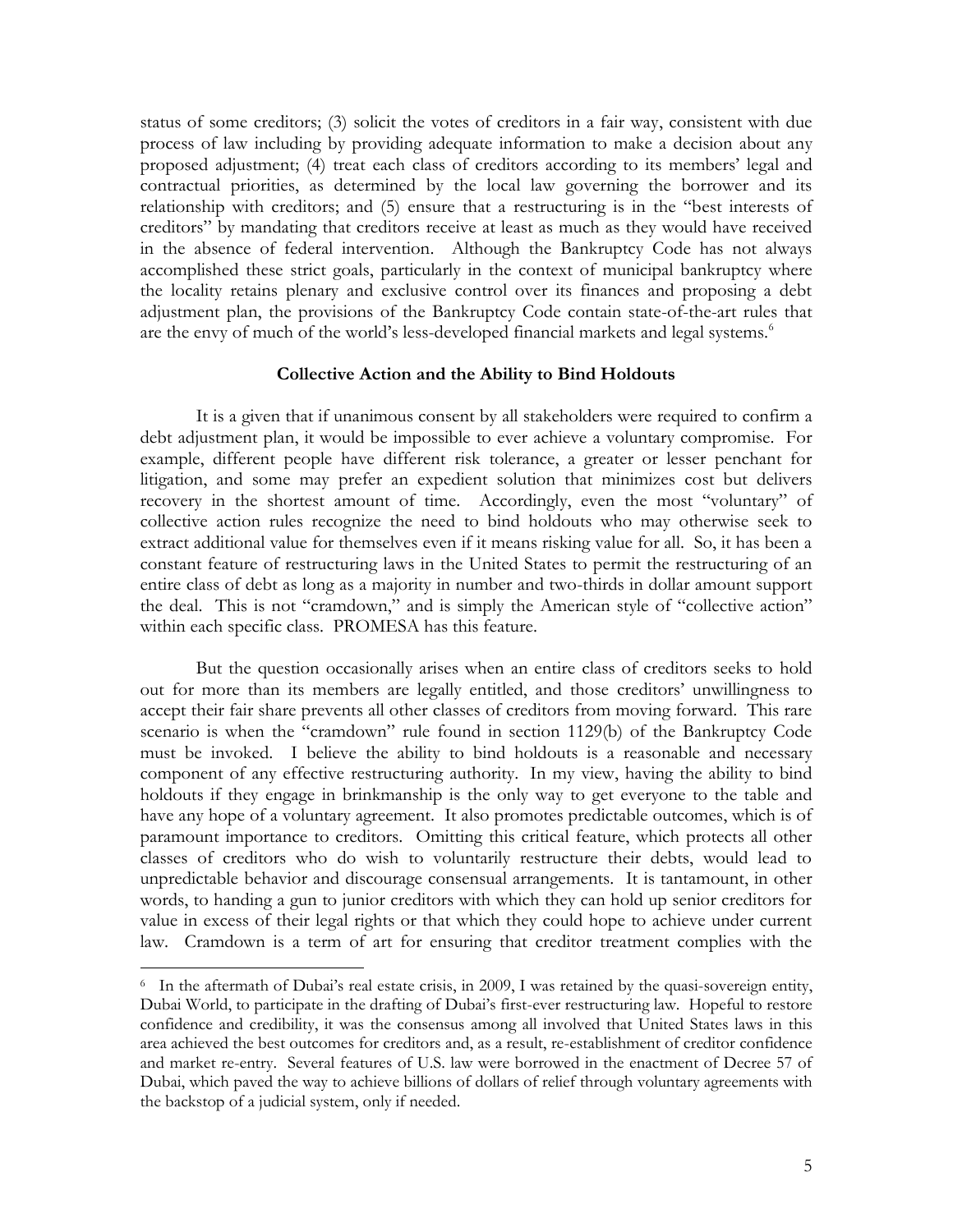status of some creditors; (3) solicit the votes of creditors in a fair way, consistent with due process of law including by providing adequate information to make a decision about any proposed adjustment; (4) treat each class of creditors according to its members' legal and contractual priorities, as determined by the local law governing the borrower and its relationship with creditors; and (5) ensure that a restructuring is in the "best interests of creditors" by mandating that creditors receive at least as much as they would have received in the absence of federal intervention. Although the Bankruptcy Code has not always accomplished these strict goals, particularly in the context of municipal bankruptcy where the locality retains plenary and exclusive control over its finances and proposing a debt adjustment plan, the provisions of the Bankruptcy Code contain state-of-the-art rules that are the envy of much of the world's less-developed financial markets and legal systems.[6]

**Collective Action and the Ability to Bind Holdouts**

It is a given that if unanimous consent by all stakeholders were required to confirm a debt adjustment plan, it would be impossible to ever achieve a voluntary compromise. For example, different people have different risk tolerance, a greater or lesser penchant for litigation, and some may prefer an expedient solution that minimizes cost but delivers recovery in the shortest amount of time. Accordingly, even the most "voluntary" of collective action rules recognize the need to bind holdouts who may otherwise seek to extract additional value for themselves even if it means risking value for all. So, it has been a constant feature of restructuring laws in the United States to permit the restructuring of an entire class of debt as long as a majority in number and two-thirds in dollar amount support the deal. This is not "cramdown," and is simply the American style of "collective action" within each specific class. PROMESA has this feature.

But the question occasionally arises when an entire class of creditors seeks to hold out for more than its members are legally entitled, and those creditors' unwillingness to accept their fair share prevents all other classes of creditors from moving forward. This rare scenario is when the "cramdown" rule found in section 1129(b) of the Bankruptcy Code must be invoked. I believe the ability to bind holdouts is a reasonable and necessary component of any effective restructuring authority. In my view, having the ability to bind holdouts if they engage in brinkmanship is the only way to get everyone to the table and have any hope of a voluntary agreement. It also promotes predictable outcomes, which is of paramount importance to creditors. Omitting this critical feature, which protects all other classes of creditors who do wish to voluntarily restructure their debts, would lead to unpredictable behavior and discourage consensual arrangements. It is tantamount, in other words, to handing a gun to junior creditors with which they can hold up senior creditors for value in excess of their legal rights or that which they could hope to achieve under current law. Cramdown is a term of art for ensuring that creditor treatment complies with the

---

[6] In the aftermath of Dubai's real estate crisis, in 2009, I was retained by the quasi-sovereign entity, Dubai World, to participate in the drafting of Dubai's first-ever restructuring law. Hopeful to restore confidence and credibility, it was the consensus among all involved that United States laws in this area achieved the best outcomes for creditors and, as a result, re-establishment of creditor confidence and market re-entry. Several features of U.S. law were borrowed in the enactment of Decree 57 of Dubai, which paved the way to achieve billions of dollars of relief through voluntary agreements with the backstop of a judicial system, only if needed.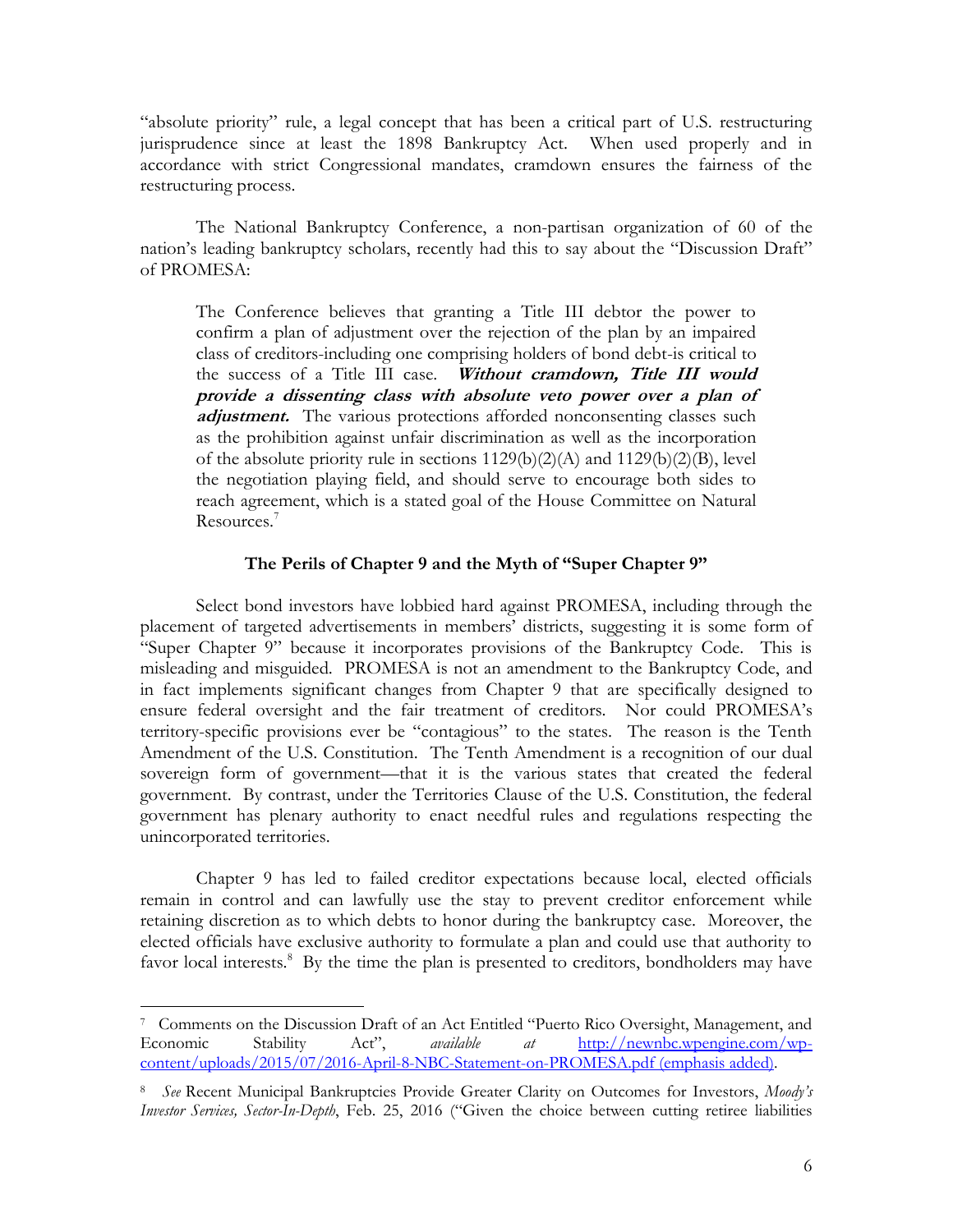"absolute priority" rule, a legal concept that has been a critical part of U.S. restructuring jurisprudence since at least the 1898 Bankruptcy Act. When used properly and in accordance with strict Congressional mandates, cramdown ensures the fairness of the restructuring process.

The National Bankruptcy Conference, a non-partisan organization of 60 of the nation's leading bankruptcy scholars, recently had this to say about the "Discussion Draft" of PROMESA:

> The Conference believes that granting a Title III debtor the power to confirm a plan of adjustment over the rejection of the plan by an impaired class of creditors-including one comprising holders of bond debt-is critical to the success of a Title III case. ***Without cramdown, Title III would provide a dissenting class with absolute veto power over a plan of adjustment.*** The various protections afforded nonconsenting classes such as the prohibition against unfair discrimination as well as the incorporation of the absolute priority rule in sections 1129(b)(2)(A) and 1129(b)(2)(B), level the negotiation playing field, and should serve to encourage both sides to reach agreement, which is a stated goal of the House Committee on Natural Resources.[7]

### The Perils of Chapter 9 and the Myth of "Super Chapter 9"

Select bond investors have lobbied hard against PROMESA, including through the placement of targeted advertisements in members' districts, suggesting it is some form of "Super Chapter 9" because it incorporates provisions of the Bankruptcy Code. This is misleading and misguided. PROMESA is not an amendment to the Bankruptcy Code, and in fact implements significant changes from Chapter 9 that are specifically designed to ensure federal oversight and the fair treatment of creditors. Nor could PROMESA's territory-specific provisions ever be "contagious" to the states. The reason is the Tenth Amendment of the U.S. Constitution. The Tenth Amendment is a recognition of our dual sovereign form of government—that it is the various states that created the federal government. By contrast, under the Territories Clause of the U.S. Constitution, the federal government has plenary authority to enact needful rules and regulations respecting the unincorporated territories.

Chapter 9 has led to failed creditor expectations because local, elected officials remain in control and can lawfully use the stay to prevent creditor enforcement while retaining discretion as to which debts to honor during the bankruptcy case. Moreover, the elected officials have exclusive authority to formulate a plan and could use that authority to favor local interests.[8] By the time the plan is presented to creditors, bondholders may have

---

[7] Comments on the Discussion Draft of an Act Entitled "Puerto Rico Oversight, Management, and Economic Stability Act", *available at* http://newnbc.wpengine.com/wp-content/uploads/2015/07/2016-April-8-NBC-Statement-on-PROMESA.pdf (emphasis added).

[8] *See* Recent Municipal Bankruptcies Provide Greater Clarity on Outcomes for Investors, *Moody's Investor Services, Sector-In-Depth*, Feb. 25, 2016 ("Given the choice between cutting retiree liabilities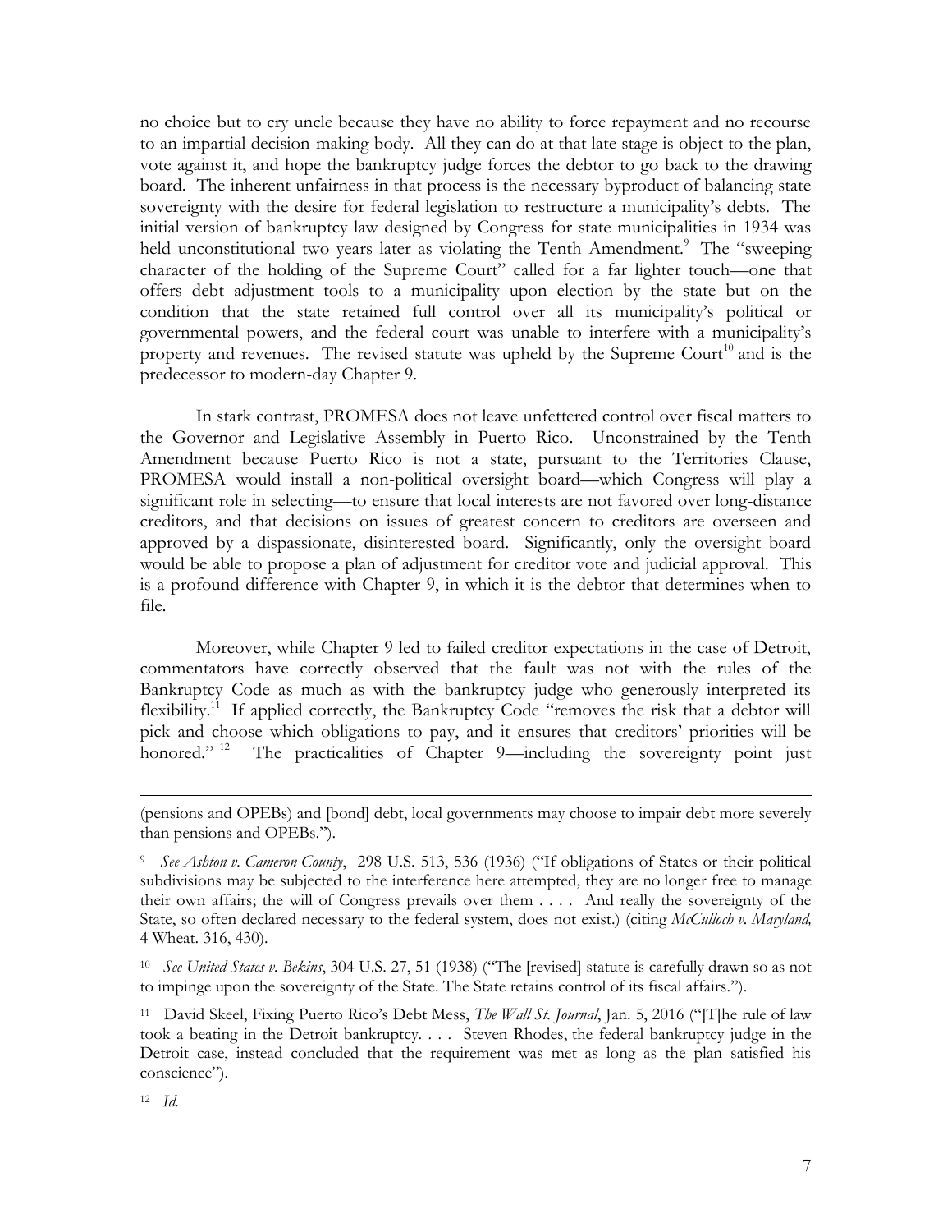no choice but to cry uncle because they have no ability to force repayment and no recourse to an impartial decision-making body. All they can do at that late stage is object to the plan, vote against it, and hope the bankruptcy judge forces the debtor to go back to the drawing board. The inherent unfairness in that process is the necessary byproduct of balancing state sovereignty with the desire for federal legislation to restructure a municipality's debts. The initial version of bankruptcy law designed by Congress for state municipalities in 1934 was held unconstitutional two years later as violating the Tenth Amendment.[9] The "sweeping character of the holding of the Supreme Court" called for a far lighter touch—one that offers debt adjustment tools to a municipality upon election by the state but on the condition that the state retained full control over all its municipality's political or governmental powers, and the federal court was unable to interfere with a municipality's property and revenues. The revised statute was upheld by the Supreme Court[10] and is the predecessor to modern-day Chapter 9.

In stark contrast, PROMESA does not leave unfettered control over fiscal matters to the Governor and Legislative Assembly in Puerto Rico. Unconstrained by the Tenth Amendment because Puerto Rico is not a state, pursuant to the Territories Clause, PROMESA would install a non-political oversight board—which Congress will play a significant role in selecting—to ensure that local interests are not favored over long-distance creditors, and that decisions on issues of greatest concern to creditors are overseen and approved by a dispassionate, disinterested board. Significantly, only the oversight board would be able to propose a plan of adjustment for creditor vote and judicial approval. This is a profound difference with Chapter 9, in which it is the debtor that determines when to file.

Moreover, while Chapter 9 led to failed creditor expectations in the case of Detroit, commentators have correctly observed that the fault was not with the rules of the Bankruptcy Code as much as with the bankruptcy judge who generously interpreted its flexibility.[11] If applied correctly, the Bankruptcy Code "removes the risk that a debtor will pick and choose which obligations to pay, and it ensures that creditors' priorities will be honored."[12] The practicalities of Chapter 9—including the sovereignty point just

---

(pensions and OPEBs) and [bond] debt, local governments may choose to impair debt more severely than pensions and OPEBs.").

[9] *See Ashton v. Cameron County*, 298 U.S. 513, 536 (1936) ("If obligations of States or their political subdivisions may be subjected to the interference here attempted, they are no longer free to manage their own affairs; the will of Congress prevails over them . . . . And really the sovereignty of the State, so often declared necessary to the federal system, does not exist.) (citing *McCulloch v. Maryland,* 4 Wheat. 316, 430).

[10] *See United States v. Bekins*, 304 U.S. 27, 51 (1938) ("The [revised] statute is carefully drawn so as not to impinge upon the sovereignty of the State. The State retains control of its fiscal affairs.").

[11] David Skeel, Fixing Puerto Rico's Debt Mess, *The Wall St. Journal*, Jan. 5, 2016 ("[T]he rule of law took a beating in the Detroit bankruptcy. . . . Steven Rhodes, the federal bankruptcy judge in the Detroit case, instead concluded that the requirement was met as long as the plan satisfied his conscience").

[12] *Id.*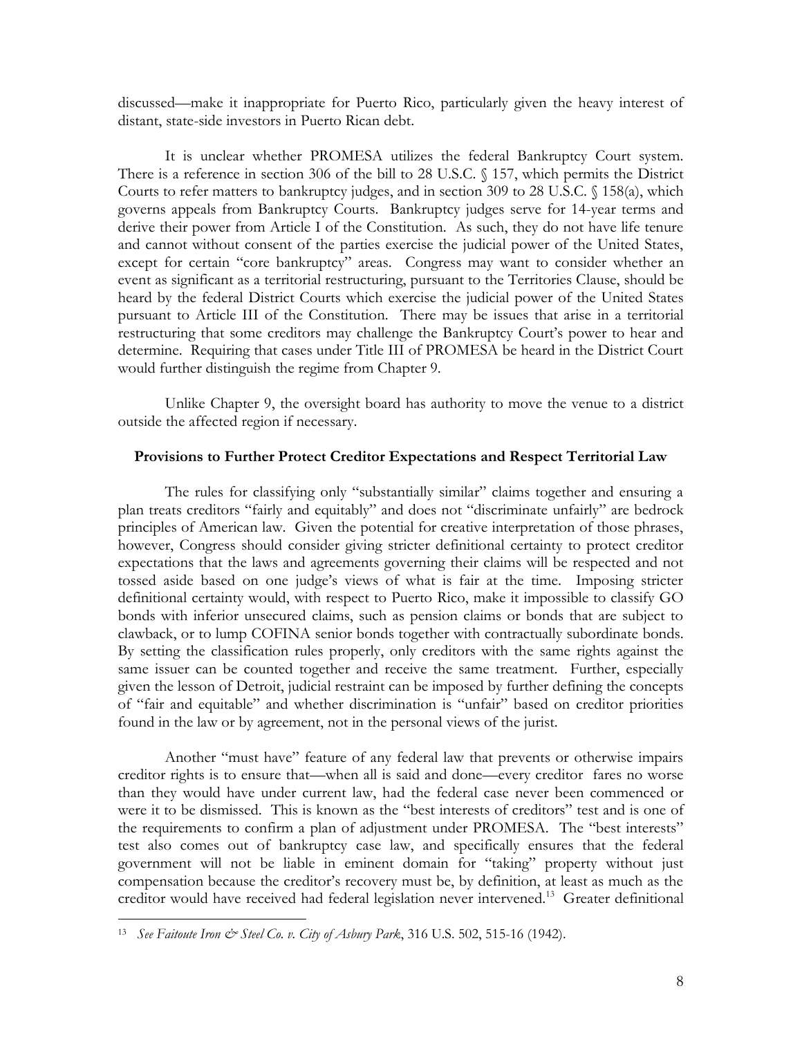discussed—make it inappropriate for Puerto Rico, particularly given the heavy interest of distant, state-side investors in Puerto Rican debt.

It is unclear whether PROMESA utilizes the federal Bankruptcy Court system. There is a reference in section 306 of the bill to 28 U.S.C. § 157, which permits the District Courts to refer matters to bankruptcy judges, and in section 309 to 28 U.S.C. § 158(a), which governs appeals from Bankruptcy Courts. Bankruptcy judges serve for 14-year terms and derive their power from Article I of the Constitution. As such, they do not have life tenure and cannot without consent of the parties exercise the judicial power of the United States, except for certain "core bankruptcy" areas. Congress may want to consider whether an event as significant as a territorial restructuring, pursuant to the Territories Clause, should be heard by the federal District Courts which exercise the judicial power of the United States pursuant to Article III of the Constitution. There may be issues that arise in a territorial restructuring that some creditors may challenge the Bankruptcy Court's power to hear and determine. Requiring that cases under Title III of PROMESA be heard in the District Court would further distinguish the regime from Chapter 9.

Unlike Chapter 9, the oversight board has authority to move the venue to a district outside the affected region if necessary.

**Provisions to Further Protect Creditor Expectations and Respect Territorial Law**

The rules for classifying only "substantially similar" claims together and ensuring a plan treats creditors "fairly and equitably" and does not "discriminate unfairly" are bedrock principles of American law. Given the potential for creative interpretation of those phrases, however, Congress should consider giving stricter definitional certainty to protect creditor expectations that the laws and agreements governing their claims will be respected and not tossed aside based on one judge's views of what is fair at the time. Imposing stricter definitional certainty would, with respect to Puerto Rico, make it impossible to classify GO bonds with inferior unsecured claims, such as pension claims or bonds that are subject to clawback, or to lump COFINA senior bonds together with contractually subordinate bonds. By setting the classification rules properly, only creditors with the same rights against the same issuer can be counted together and receive the same treatment. Further, especially given the lesson of Detroit, judicial restraint can be imposed by further defining the concepts of "fair and equitable" and whether discrimination is "unfair" based on creditor priorities found in the law or by agreement, not in the personal views of the jurist.

Another "must have" feature of any federal law that prevents or otherwise impairs creditor rights is to ensure that—when all is said and done—every creditor fares no worse than they would have under current law, had the federal case never been commenced or were it to be dismissed. This is known as the "best interests of creditors" test and is one of the requirements to confirm a plan of adjustment under PROMESA. The "best interests" test also comes out of bankruptcy case law, and specifically ensures that the federal government will not be liable in eminent domain for "taking" property without just compensation because the creditor's recovery must be, by definition, at least as much as the creditor would have received had federal legislation never intervened.[13] Greater definitional

[13] *See Faitoute Iron & Steel Co. v. City of Asbury Park*, 316 U.S. 502, 515-16 (1942).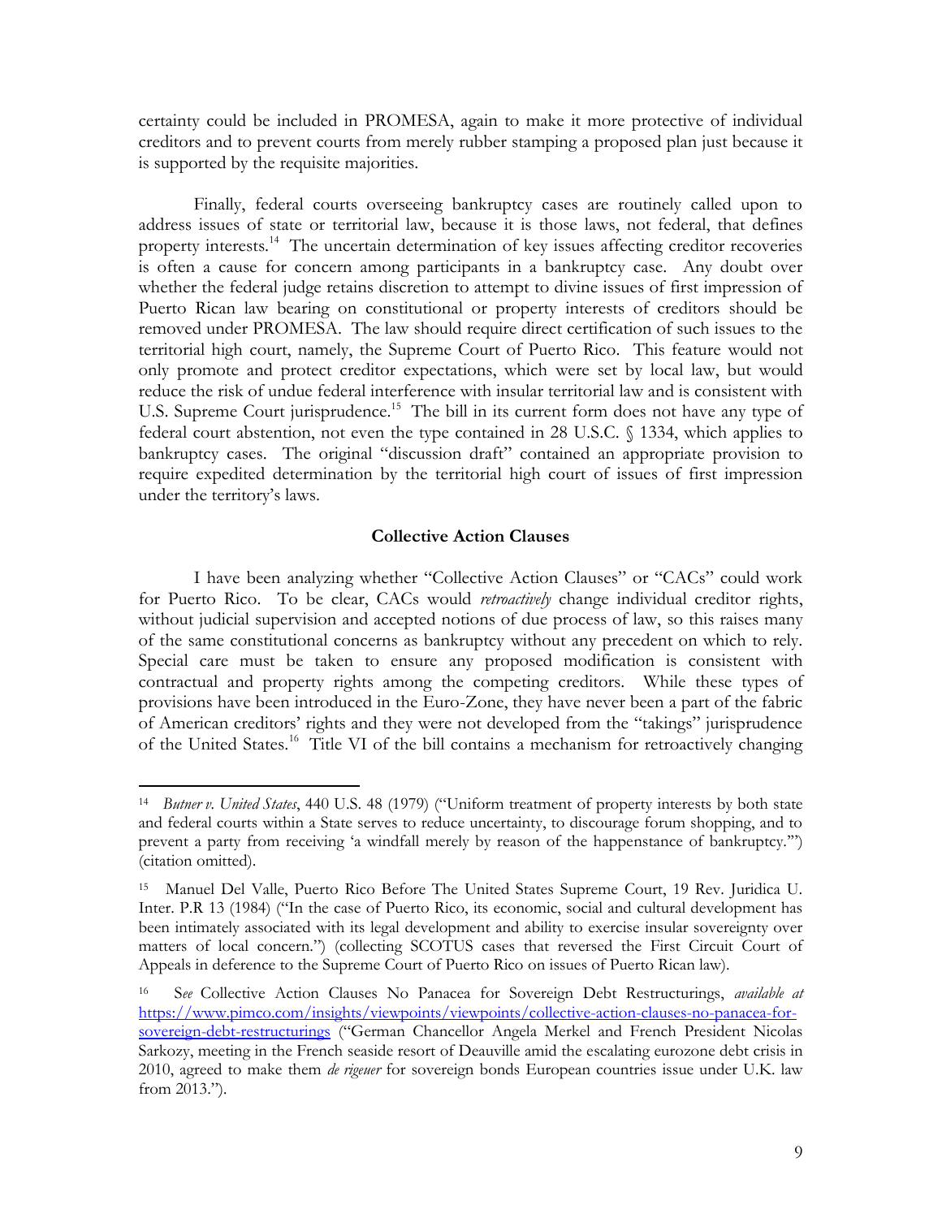certainty could be included in PROMESA, again to make it more protective of individual creditors and to prevent courts from merely rubber stamping a proposed plan just because it is supported by the requisite majorities.

Finally, federal courts overseeing bankruptcy cases are routinely called upon to address issues of state or territorial law, because it is those laws, not federal, that defines property interests.[14] The uncertain determination of key issues affecting creditor recoveries is often a cause for concern among participants in a bankruptcy case. Any doubt over whether the federal judge retains discretion to attempt to divine issues of first impression of Puerto Rican law bearing on constitutional or property interests of creditors should be removed under PROMESA. The law should require direct certification of such issues to the territorial high court, namely, the Supreme Court of Puerto Rico. This feature would not only promote and protect creditor expectations, which were set by local law, but would reduce the risk of undue federal interference with insular territorial law and is consistent with U.S. Supreme Court jurisprudence.[15] The bill in its current form does not have any type of federal court abstention, not even the type contained in 28 U.S.C. § 1334, which applies to bankruptcy cases. The original "discussion draft" contained an appropriate provision to require expedited determination by the territorial high court of issues of first impression under the territory's laws.

### Collective Action Clauses

I have been analyzing whether "Collective Action Clauses" or "CACs" could work for Puerto Rico. To be clear, CACs would *retroactively* change individual creditor rights, without judicial supervision and accepted notions of due process of law, so this raises many of the same constitutional concerns as bankruptcy without any precedent on which to rely. Special care must be taken to ensure any proposed modification is consistent with contractual and property rights among the competing creditors. While these types of provisions have been introduced in the Euro-Zone, they have never been a part of the fabric of American creditors' rights and they were not developed from the "takings" jurisprudence of the United States.[16] Title VI of the bill contains a mechanism for retroactively changing

---

[14] *Butner v. United States*, 440 U.S. 48 (1979) ("Uniform treatment of property interests by both state and federal courts within a State serves to reduce uncertainty, to discourage forum shopping, and to prevent a party from receiving 'a windfall merely by reason of the happenstance of bankruptcy.'") (citation omitted).

[15] Manuel Del Valle, Puerto Rico Before The United States Supreme Court, 19 Rev. Juridica U. Inter. P.R 13 (1984) ("In the case of Puerto Rico, its economic, social and cultural development has been intimately associated with its legal development and ability to exercise insular sovereignty over matters of local concern.") (collecting SCOTUS cases that reversed the First Circuit Court of Appeals in deference to the Supreme Court of Puerto Rico on issues of Puerto Rican law).

[16] S*ee* Collective Action Clauses No Panacea for Sovereign Debt Restructurings, *available at* https://www.pimco.com/insights/viewpoints/viewpoints/collective-action-clauses-no-panacea-for-sovereign-debt-restructurings ("German Chancellor Angela Merkel and French President Nicolas Sarkozy, meeting in the French seaside resort of Deauville amid the escalating eurozone debt crisis in 2010, agreed to make them *de rigeur* for sovereign bonds European countries issue under U.K. law from 2013.").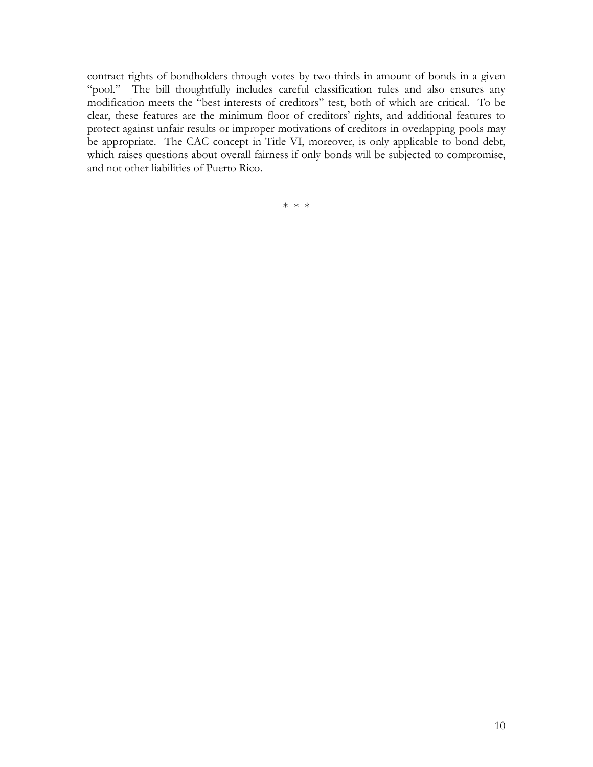contract rights of bondholders through votes by two-thirds in amount of bonds in a given "pool." The bill thoughtfully includes careful classification rules and also ensures any modification meets the "best interests of creditors" test, both of which are critical. To be clear, these features are the minimum floor of creditors' rights, and additional features to protect against unfair results or improper motivations of creditors in overlapping pools may be appropriate. The CAC concept in Title VI, moreover, is only applicable to bond debt, which raises questions about overall fairness if only bonds will be subjected to compromise, and not other liabilities of Puerto Rico.

\* \* \*